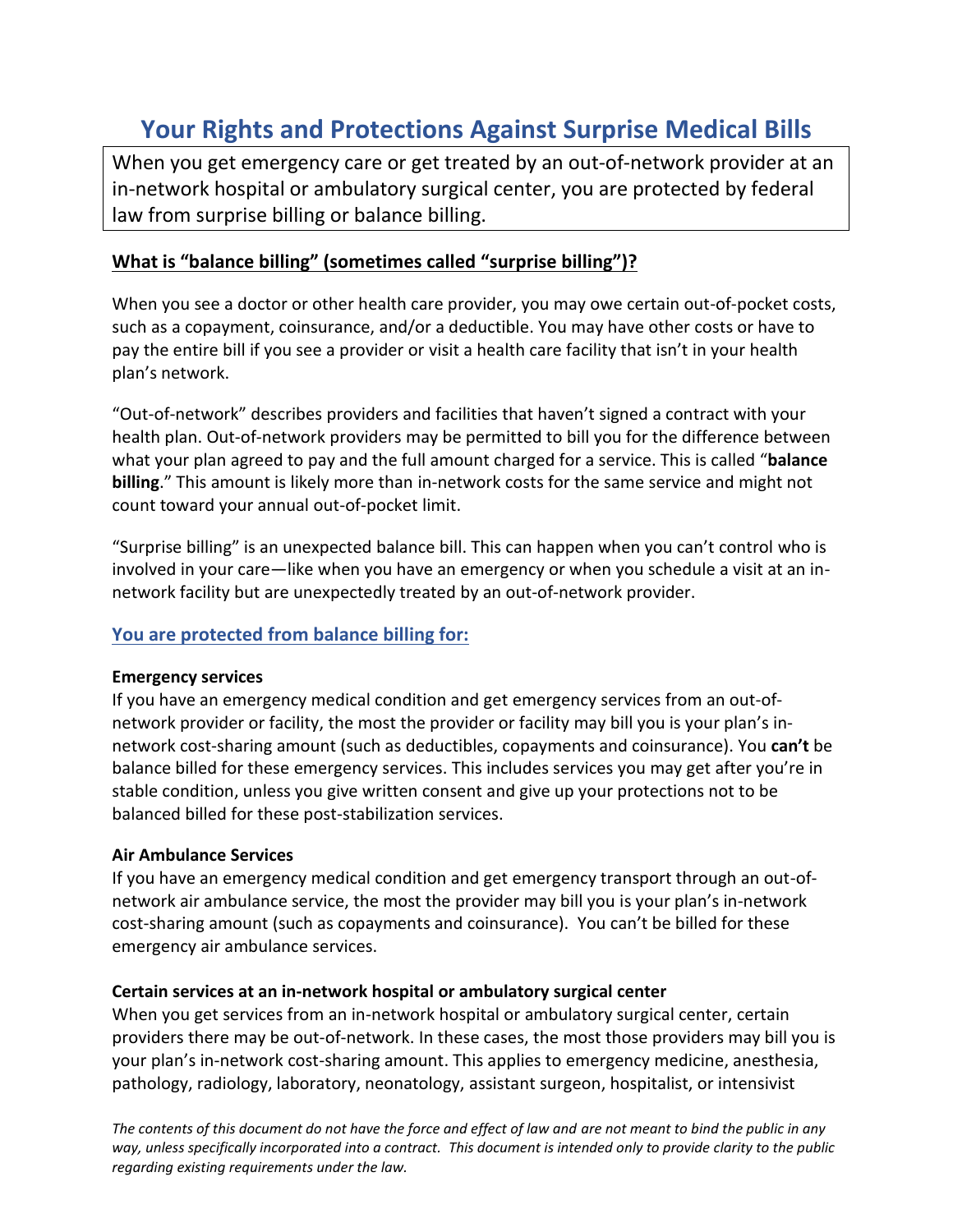# Your Rights and Protections Against Surprise Medical Bills

When you get emergency care or get treated by an out-of-network provider at an in-network hospital or ambulatory surgical center, you are protected by federal law from surprise billing or balance billing.

## What is "balance billing" (sometimes called "surprise billing")?

When you see a doctor or other health care provider, you may owe certain out-of-pocket costs, such as a copayment, coinsurance, and/or a deductible. You may have other costs or have to pay the entire bill if you see a provider or visit a health care facility that isn't in your health plan's network.

"Out-of-network" describes providers and facilities that haven't signed a contract with your health plan. Out-of-network providers may be permitted to bill you for the difference between what your plan agreed to pay and the full amount charged for a service. This is called "**balance billing**." This amount is likely more than in-network costs for the same service and might not count toward your annual out-of-pocket limit.

"Surprise billing" is an unexpected balance bill. This can happen when you can't control who is involved in your care—like when you have an emergency or when you schedule a visit at an in-network facility but are unexpectedly treated by an out-of-network provider.

## You are protected from balance billing for:

**Emergency services**

If you have an emergency medical condition and get emergency services from an out-of-network provider or facility, the most the provider or facility may bill you is your plan's in-network cost-sharing amount (such as deductibles, copayments and coinsurance). You **can't** be balance billed for these emergency services. This includes services you may get after you're in stable condition, unless you give written consent and give up your protections not to be balanced billed for these post-stabilization services.

**Air Ambulance Services**

If you have an emergency medical condition and get emergency transport through an out-of-network air ambulance service, the most the provider may bill you is your plan's in-network cost-sharing amount (such as copayments and coinsurance). You can't be billed for these emergency air ambulance services.

**Certain services at an in-network hospital or ambulatory surgical center**

When you get services from an in-network hospital or ambulatory surgical center, certain providers there may be out-of-network. In these cases, the most those providers may bill you is your plan's in-network cost-sharing amount. This applies to emergency medicine, anesthesia, pathology, radiology, laboratory, neonatology, assistant surgeon, hospitalist, or intensivist

*The contents of this document do not have the force and effect of law and are not meant to bind the public in any way, unless specifically incorporated into a contract. This document is intended only to provide clarity to the public regarding existing requirements under the law.*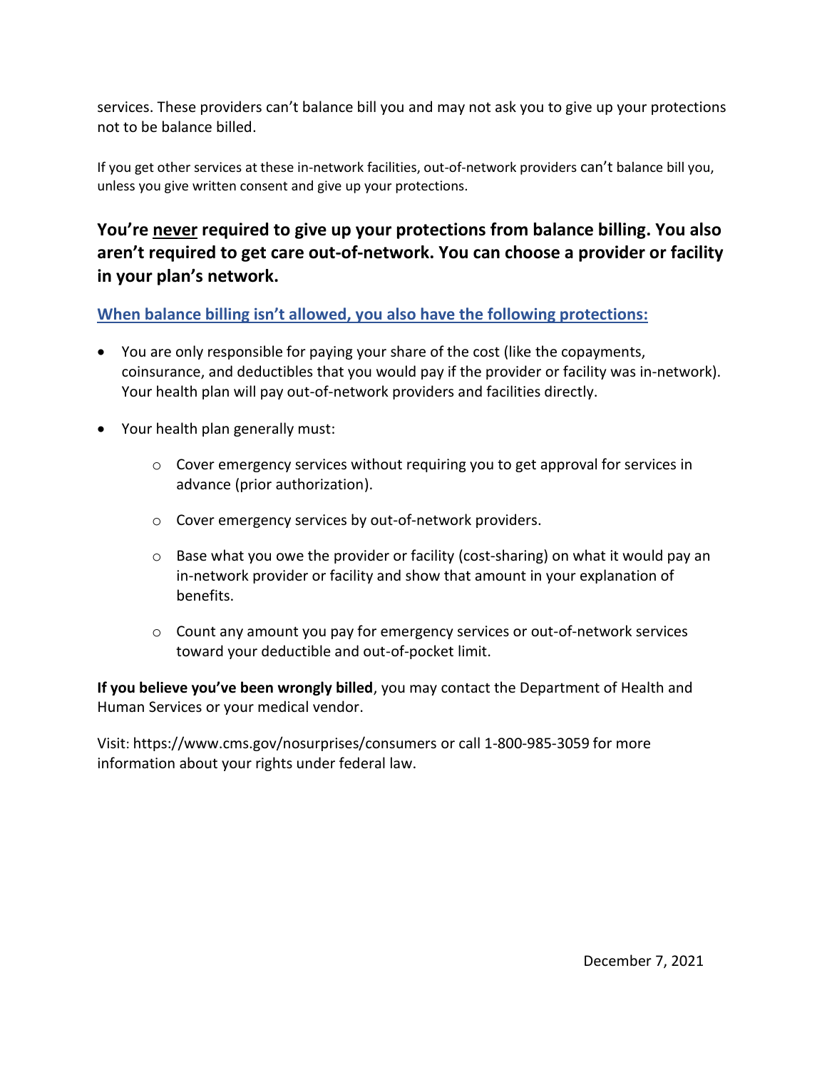services. These providers can't balance bill you and may not ask you to give up your protections not to be balance billed.

If you get other services at these in-network facilities, out-of-network providers can't balance bill you, unless you give written consent and give up your protections.

### You're <u>never</u> required to give up your protections from balance billing. You also aren't required to get care out-of-network. You can choose a provider or facility in your plan's network.

**<u>When balance billing isn't allowed, you also have the following protections:</u>**

- You are only responsible for paying your share of the cost (like the copayments, coinsurance, and deductibles that you would pay if the provider or facility was in-network). Your health plan will pay out-of-network providers and facilities directly.
- Your health plan generally must:
  - Cover emergency services without requiring you to get approval for services in advance (prior authorization).
  - Cover emergency services by out-of-network providers.
  - Base what you owe the provider or facility (cost-sharing) on what it would pay an in-network provider or facility and show that amount in your explanation of benefits.
  - Count any amount you pay for emergency services or out-of-network services toward your deductible and out-of-pocket limit.

**If you believe you've been wrongly billed**, you may contact the Department of Health and Human Services or your medical vendor.

Visit: https://www.cms.gov/nosurprises/consumers or call 1-800-985-3059 for more information about your rights under federal law.

December 7, 2021